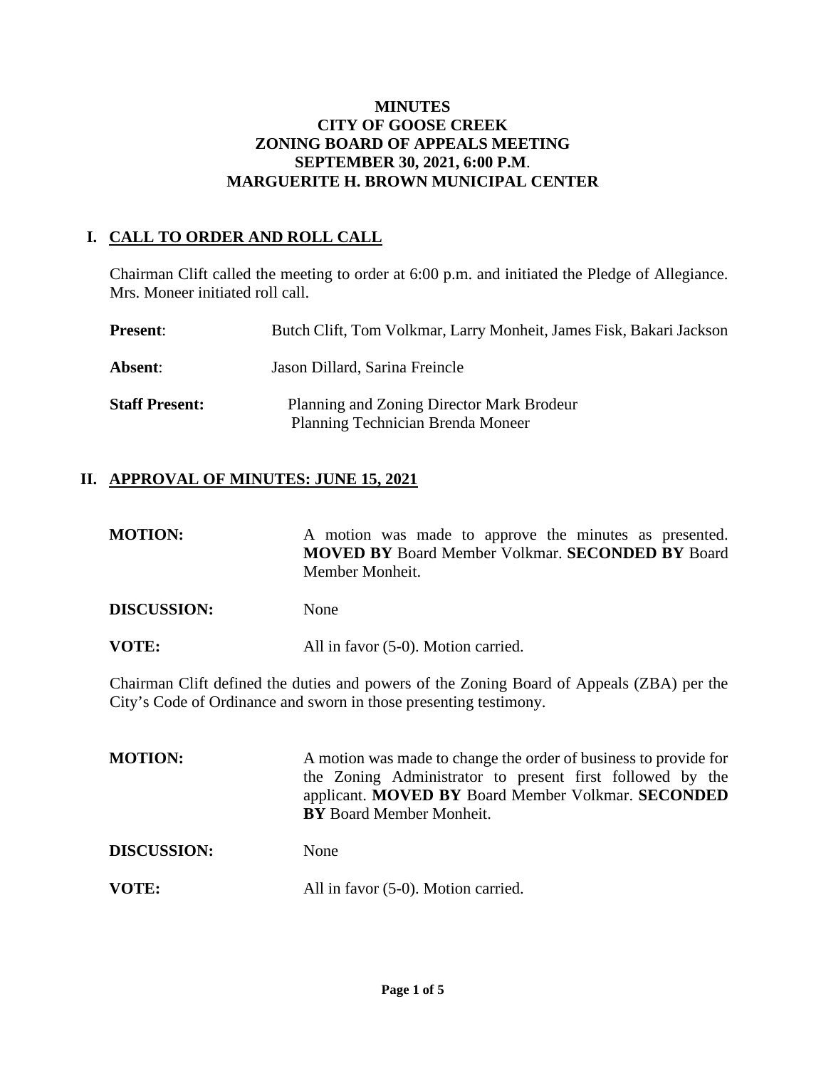**MINUTES**
**CITY OF GOOSE CREEK**
**ZONING BOARD OF APPEALS MEETING**
**SEPTEMBER 30, 2021, 6:00 P.M.**
**MARGUERITE H. BROWN MUNICIPAL CENTER**

## I. CALL TO ORDER AND ROLL CALL

Chairman Clift called the meeting to order at 6:00 p.m. and initiated the Pledge of Allegiance. Mrs. Moneer initiated roll call.

**Present**: Butch Clift, Tom Volkmar, Larry Monheit, James Fisk, Bakari Jackson

**Absent**: Jason Dillard, Sarina Freincle

**Staff Present:** Planning and Zoning Director Mark Brodeur
Planning Technician Brenda Moneer

## II. APPROVAL OF MINUTES: JUNE 15, 2021

**MOTION:** A motion was made to approve the minutes as presented. **MOVED BY** Board Member Volkmar. **SECONDED BY** Board Member Monheit.

**DISCUSSION:** None

**VOTE:** All in favor (5-0). Motion carried.

Chairman Clift defined the duties and powers of the Zoning Board of Appeals (ZBA) per the City's Code of Ordinance and sworn in those presenting testimony.

**MOTION:** A motion was made to change the order of business to provide for the Zoning Administrator to present first followed by the applicant. **MOVED BY** Board Member Volkmar. **SECONDED BY** Board Member Monheit.

**DISCUSSION:** None

**VOTE:** All in favor (5-0). Motion carried.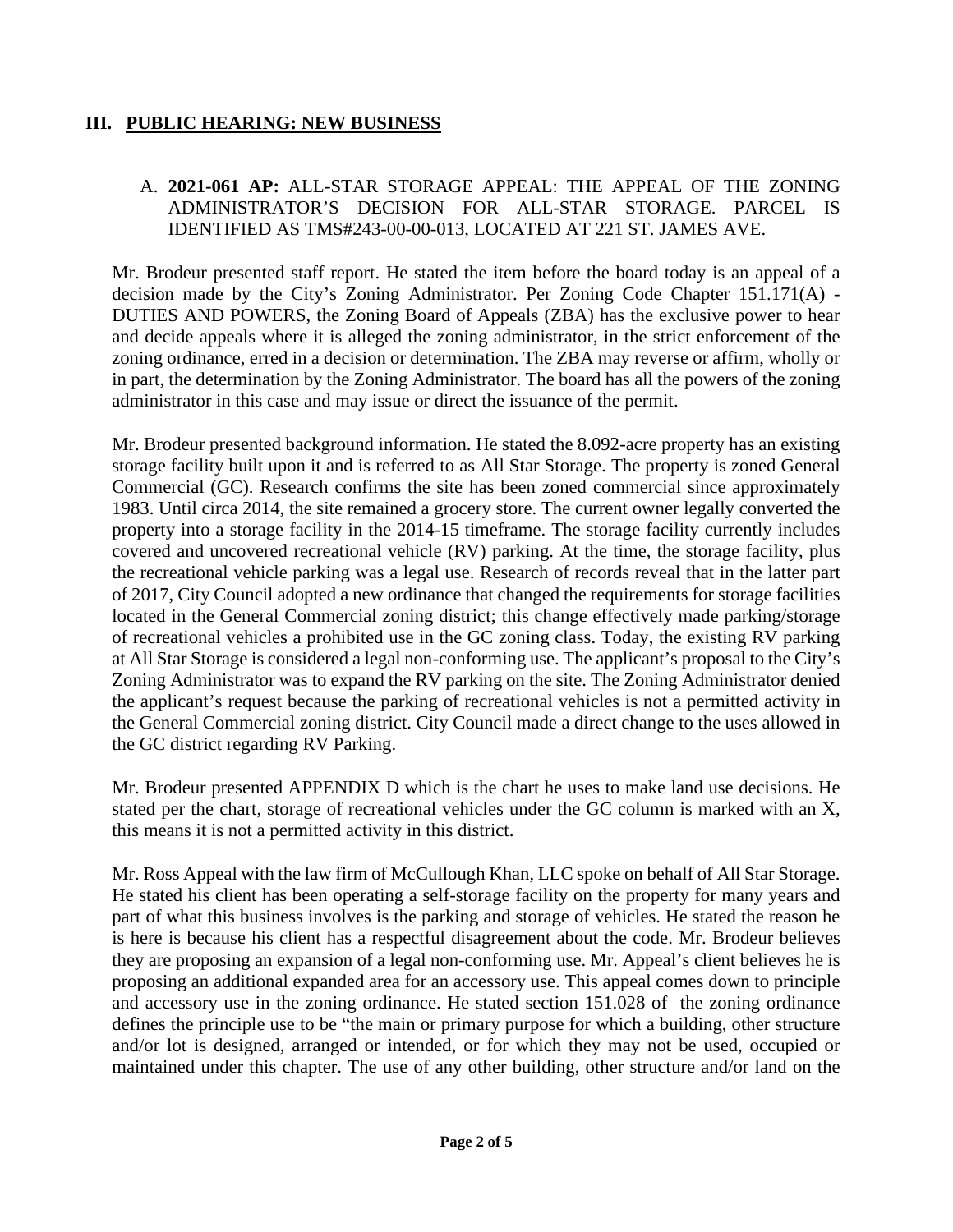## III. PUBLIC HEARING: NEW BUSINESS

A. **2021-061 AP:** ALL-STAR STORAGE APPEAL: THE APPEAL OF THE ZONING ADMINISTRATOR'S DECISION FOR ALL-STAR STORAGE. PARCEL IS IDENTIFIED AS TMS#243-00-00-013, LOCATED AT 221 ST. JAMES AVE.

Mr. Brodeur presented staff report. He stated the item before the board today is an appeal of a decision made by the City's Zoning Administrator. Per Zoning Code Chapter 151.171(A) - DUTIES AND POWERS, the Zoning Board of Appeals (ZBA) has the exclusive power to hear and decide appeals where it is alleged the zoning administrator, in the strict enforcement of the zoning ordinance, erred in a decision or determination. The ZBA may reverse or affirm, wholly or in part, the determination by the Zoning Administrator. The board has all the powers of the zoning administrator in this case and may issue or direct the issuance of the permit.

Mr. Brodeur presented background information. He stated the 8.092-acre property has an existing storage facility built upon it and is referred to as All Star Storage. The property is zoned General Commercial (GC). Research confirms the site has been zoned commercial since approximately 1983. Until circa 2014, the site remained a grocery store. The current owner legally converted the property into a storage facility in the 2014-15 timeframe. The storage facility currently includes covered and uncovered recreational vehicle (RV) parking. At the time, the storage facility, plus the recreational vehicle parking was a legal use. Research of records reveal that in the latter part of 2017, City Council adopted a new ordinance that changed the requirements for storage facilities located in the General Commercial zoning district; this change effectively made parking/storage of recreational vehicles a prohibited use in the GC zoning class. Today, the existing RV parking at All Star Storage is considered a legal non-conforming use. The applicant's proposal to the City's Zoning Administrator was to expand the RV parking on the site. The Zoning Administrator denied the applicant's request because the parking of recreational vehicles is not a permitted activity in the General Commercial zoning district. City Council made a direct change to the uses allowed in the GC district regarding RV Parking.

Mr. Brodeur presented APPENDIX D which is the chart he uses to make land use decisions. He stated per the chart, storage of recreational vehicles under the GC column is marked with an X, this means it is not a permitted activity in this district.

Mr. Ross Appeal with the law firm of McCullough Khan, LLC spoke on behalf of All Star Storage. He stated his client has been operating a self-storage facility on the property for many years and part of what this business involves is the parking and storage of vehicles. He stated the reason he is here is because his client has a respectful disagreement about the code. Mr. Brodeur believes they are proposing an expansion of a legal non-conforming use. Mr. Appeal's client believes he is proposing an additional expanded area for an accessory use. This appeal comes down to principle and accessory use in the zoning ordinance. He stated section 151.028 of the zoning ordinance defines the principle use to be "the main or primary purpose for which a building, other structure and/or lot is designed, arranged or intended, or for which they may not be used, occupied or maintained under this chapter. The use of any other building, other structure and/or land on the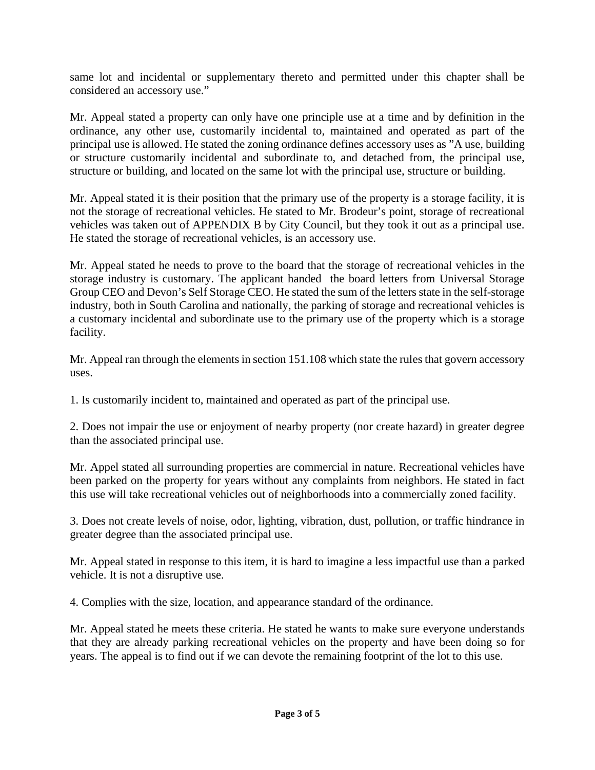same lot and incidental or supplementary thereto and permitted under this chapter shall be considered an accessory use."

Mr. Appeal stated a property can only have one principle use at a time and by definition in the ordinance, any other use, customarily incidental to, maintained and operated as part of the principal use is allowed. He stated the zoning ordinance defines accessory uses as "A use, building or structure customarily incidental and subordinate to, and detached from, the principal use, structure or building, and located on the same lot with the principal use, structure or building.

Mr. Appeal stated it is their position that the primary use of the property is a storage facility, it is not the storage of recreational vehicles. He stated to Mr. Brodeur's point, storage of recreational vehicles was taken out of APPENDIX B by City Council, but they took it out as a principal use. He stated the storage of recreational vehicles, is an accessory use.

Mr. Appeal stated he needs to prove to the board that the storage of recreational vehicles in the storage industry is customary. The applicant handed the board letters from Universal Storage Group CEO and Devon's Self Storage CEO. He stated the sum of the letters state in the self-storage industry, both in South Carolina and nationally, the parking of storage and recreational vehicles is a customary incidental and subordinate use to the primary use of the property which is a storage facility.

Mr. Appeal ran through the elements in section 151.108 which state the rules that govern accessory uses.

1. Is customarily incident to, maintained and operated as part of the principal use.

2. Does not impair the use or enjoyment of nearby property (nor create hazard) in greater degree than the associated principal use.

Mr. Appel stated all surrounding properties are commercial in nature. Recreational vehicles have been parked on the property for years without any complaints from neighbors. He stated in fact this use will take recreational vehicles out of neighborhoods into a commercially zoned facility.

3. Does not create levels of noise, odor, lighting, vibration, dust, pollution, or traffic hindrance in greater degree than the associated principal use.

Mr. Appeal stated in response to this item, it is hard to imagine a less impactful use than a parked vehicle. It is not a disruptive use.

4. Complies with the size, location, and appearance standard of the ordinance.

Mr. Appeal stated he meets these criteria. He stated he wants to make sure everyone understands that they are already parking recreational vehicles on the property and have been doing so for years. The appeal is to find out if we can devote the remaining footprint of the lot to this use.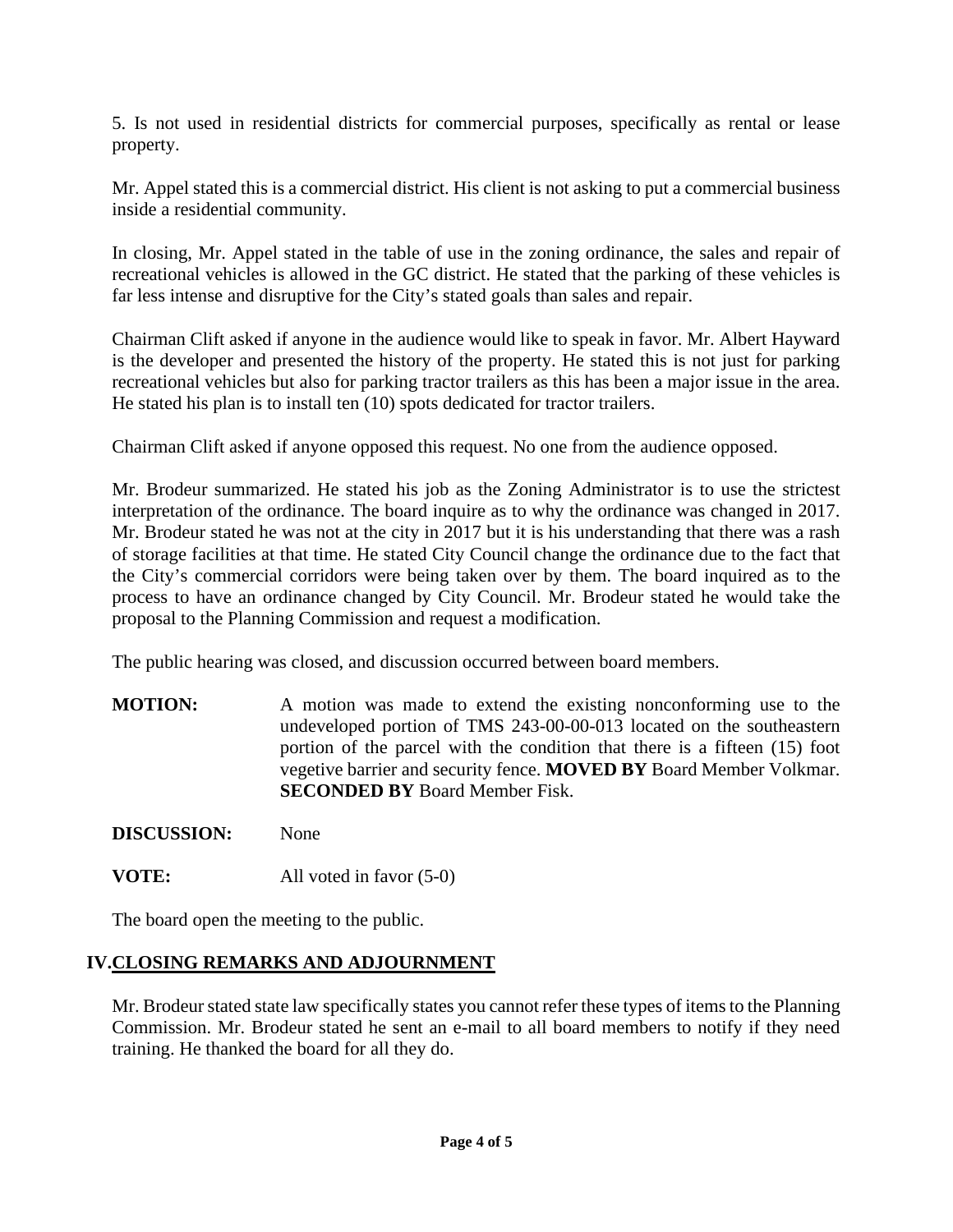5. Is not used in residential districts for commercial purposes, specifically as rental or lease property.

Mr. Appel stated this is a commercial district. His client is not asking to put a commercial business inside a residential community.

In closing, Mr. Appel stated in the table of use in the zoning ordinance, the sales and repair of recreational vehicles is allowed in the GC district. He stated that the parking of these vehicles is far less intense and disruptive for the City's stated goals than sales and repair.

Chairman Clift asked if anyone in the audience would like to speak in favor. Mr. Albert Hayward is the developer and presented the history of the property. He stated this is not just for parking recreational vehicles but also for parking tractor trailers as this has been a major issue in the area. He stated his plan is to install ten (10) spots dedicated for tractor trailers.

Chairman Clift asked if anyone opposed this request. No one from the audience opposed.

Mr. Brodeur summarized. He stated his job as the Zoning Administrator is to use the strictest interpretation of the ordinance. The board inquire as to why the ordinance was changed in 2017. Mr. Brodeur stated he was not at the city in 2017 but it is his understanding that there was a rash of storage facilities at that time. He stated City Council change the ordinance due to the fact that the City's commercial corridors were being taken over by them. The board inquired as to the process to have an ordinance changed by City Council. Mr. Brodeur stated he would take the proposal to the Planning Commission and request a modification.

The public hearing was closed, and discussion occurred between board members.

**MOTION:** A motion was made to extend the existing nonconforming use to the undeveloped portion of TMS 243-00-00-013 located on the southeastern portion of the parcel with the condition that there is a fifteen (15) foot vegetive barrier and security fence. **MOVED BY** Board Member Volkmar. **SECONDED BY** Board Member Fisk.

**DISCUSSION:** None

**VOTE:** All voted in favor (5-0)

The board open the meeting to the public.

## IV. CLOSING REMARKS AND ADJOURNMENT

Mr. Brodeur stated state law specifically states you cannot refer these types of items to the Planning Commission. Mr. Brodeur stated he sent an e-mail to all board members to notify if they need training. He thanked the board for all they do.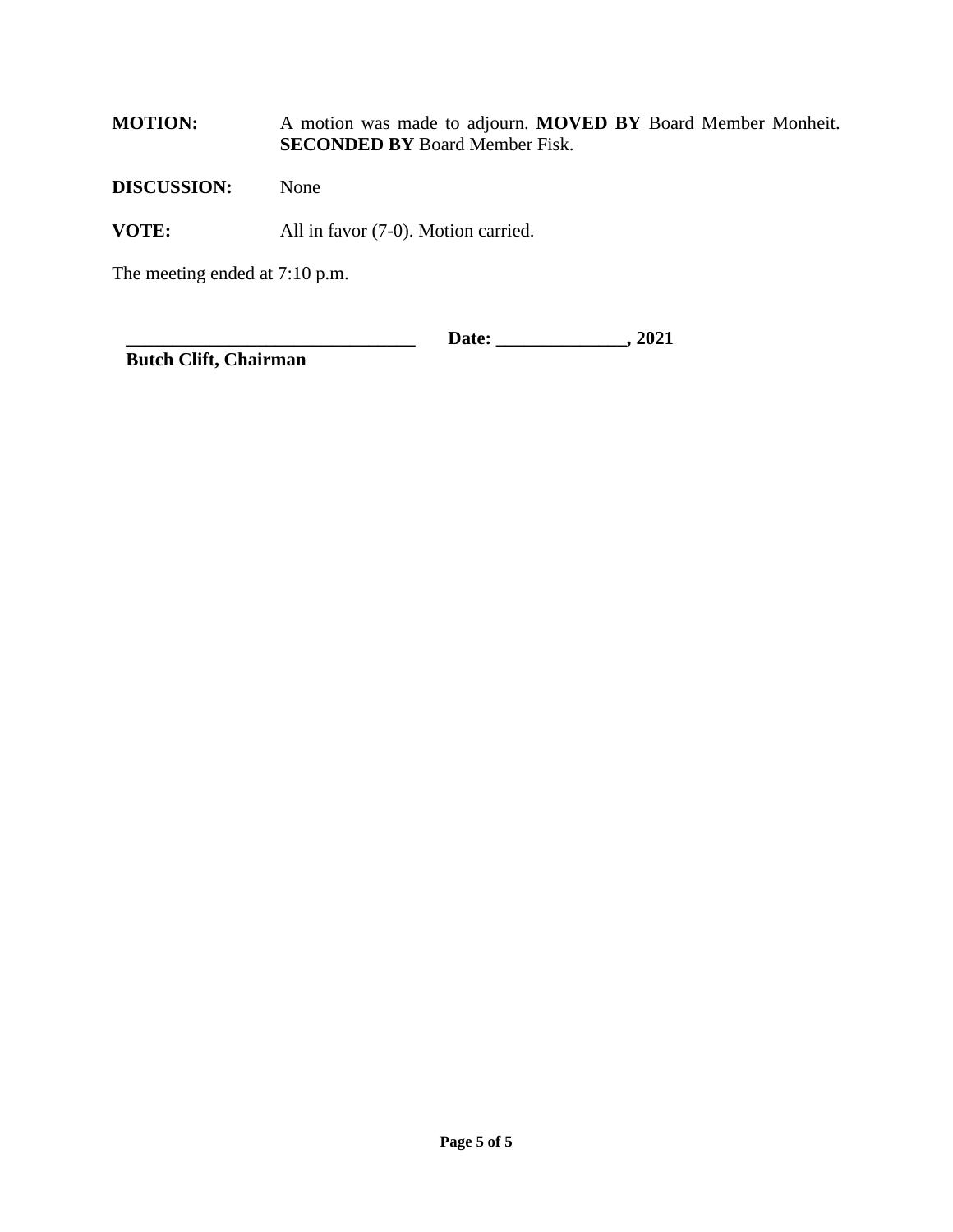**MOTION:** A motion was made to adjourn. **MOVED BY** Board Member Monheit. **SECONDED BY** Board Member Fisk.

**DISCUSSION:** None

**VOTE:** All in favor (7-0). Motion carried.

The meeting ended at 7:10 p.m.

**______________________________ Date: ______________, 2021**
**Butch Clift, Chairman**